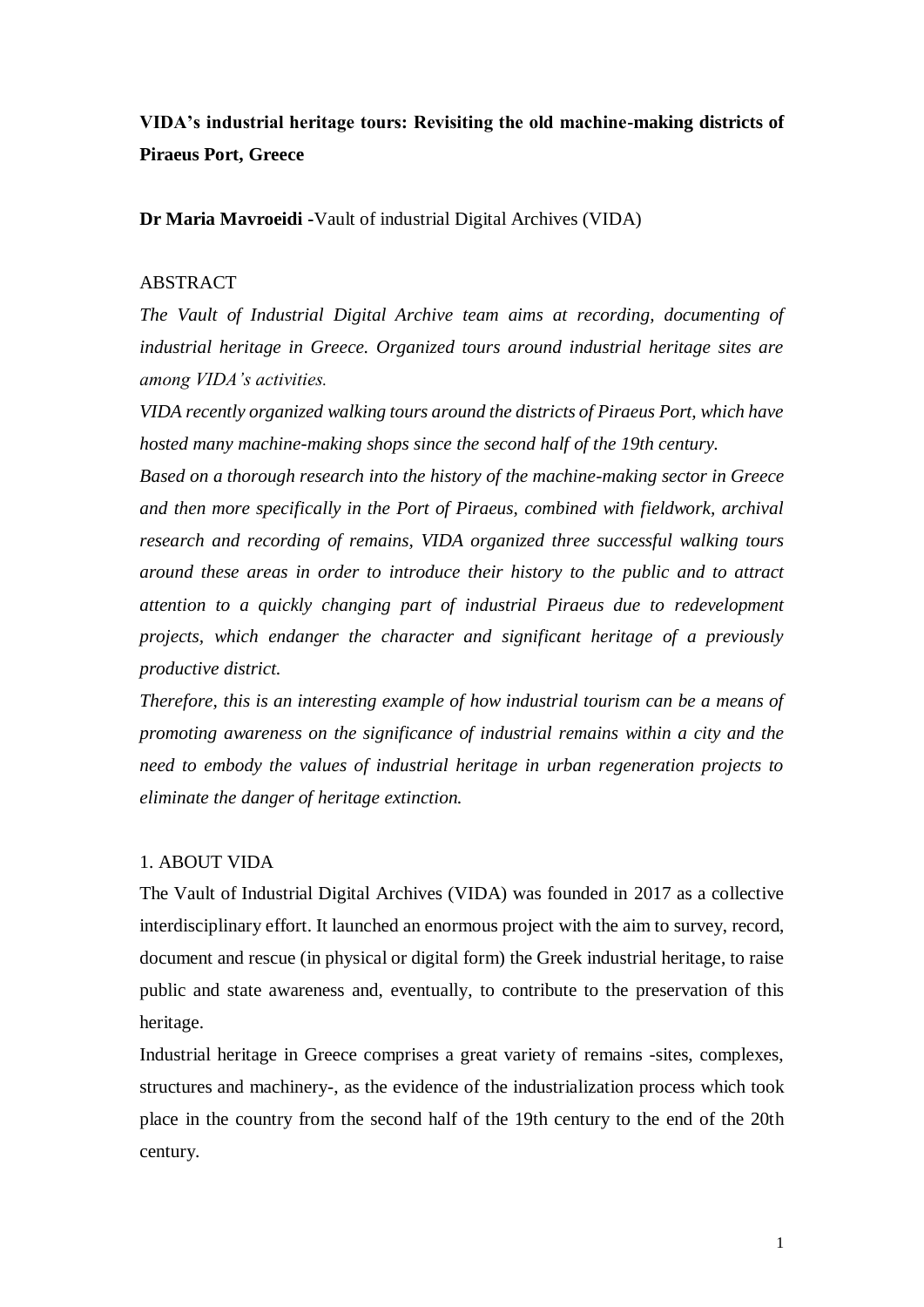# **VIDA's industrial heritage tours: Revisiting the old machine-making districts of Piraeus Port, Greece**

**Dr Maria Mavroeidi -**Vault of industrial Digital Archives (VIDA)

## ABSTRACT

*The Vault of Industrial Digital Archive team aims at recording, documenting of industrial heritage in Greece. Organized tours around industrial heritage sites are among VIDA's activities.*

*VIDA recently organized walking tours around the districts of Piraeus Port, which have hosted many machine-making shops since the second half of the 19th century.*

*Based on a thorough research into the history of the machine-making sector in Greece and then more specifically in the Port of Piraeus, combined with fieldwork, archival research and recording of remains, VIDA organized three successful walking tours around these areas in order to introduce their history to the public and to attract attention to a quickly changing part of industrial Piraeus due to redevelopment projects, which endanger the character and significant heritage of a previously productive district.*

*Therefore, this is an interesting example of how industrial tourism can be a means of promoting awareness on the significance of industrial remains within a city and the need to embody the values of industrial heritage in urban regeneration projects to eliminate the danger of heritage extinction.*

## 1. ABOUT VIDA

The Vault of Industrial Digital Archives (VIDA) was founded in 2017 as a collective interdisciplinary effort. It launched an enormous project with the aim to survey, record, document and rescue (in physical or digital form) the Greek industrial heritage, to raise public and state awareness and, eventually, to contribute to the preservation of this heritage.

Industrial heritage in Greece comprises a great variety of remains -sites, complexes, structures and machinery-, as the evidence of the industrialization process which took place in the country from the second half of the 19th century to the end of the 20th century.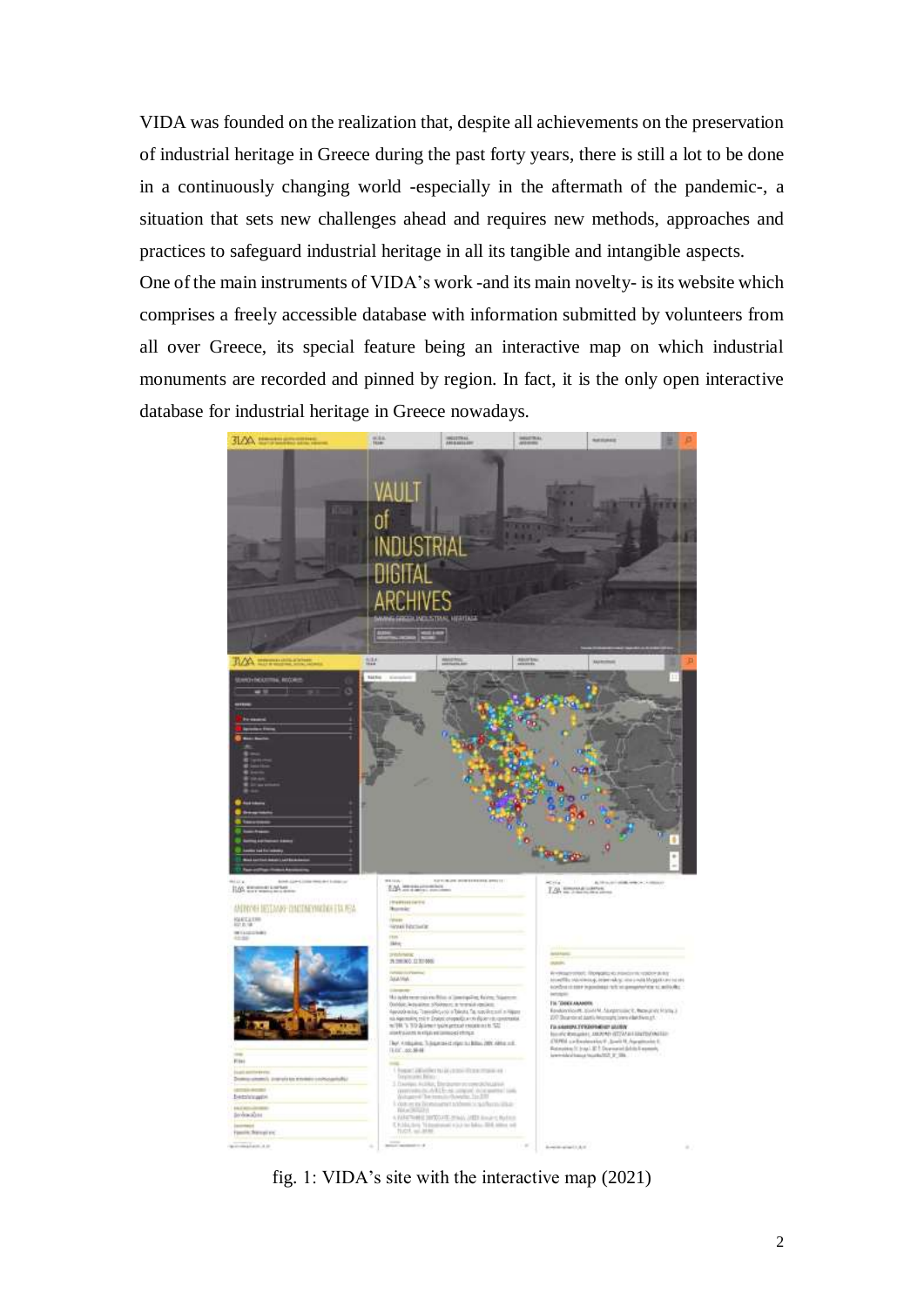VIDA was founded on the realization that, despite all achievements on the preservation of industrial heritage in Greece during the past forty years, there is still a lot to be done in a continuously changing world -especially in the aftermath of the pandemic-, a situation that sets new challenges ahead and requires new methods, approaches and practices to safeguard industrial heritage in all its tangible and intangible aspects.

One of the main instruments of VIDA's work -and its main novelty- is its website which comprises a freely accessible database with information submitted by volunteers from all over Greece, its special feature being an interactive map on which industrial monuments are recorded and pinned by region. In fact, it is the only open interactive database for industrial heritage in Greece nowadays.

fig. 1: VIDA's site with the interactive map (2021)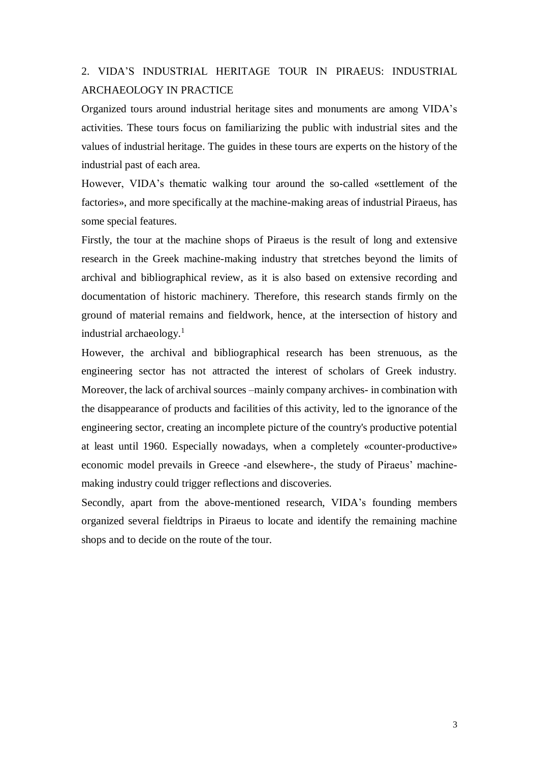## 2. VIDA'S INDUSTRIAL HERITAGE TOUR IN PIRAEUS: INDUSTRIAL ARCHAEOLOGY IN PRACTICE

Organized tours around industrial heritage sites and monuments are among VIDA's activities. These tours focus on familiarizing the public with industrial sites and the values of industrial heritage. The guides in these tours are experts on the history of the industrial past of each area.

However, VIDA's thematic walking tour around the so-called «settlement of the factories», and more specifically at the machine-making areas of industrial Piraeus, has some special features.

Firstly, the tour at the machine shops of Piraeus is the result of long and extensive research in the Greek machine-making industry that stretches beyond the limits of archival and bibliographical review, as it is also based on extensive recording and documentation of historic machinery. Therefore, this research stands firmly on the ground of material remains and fieldwork, hence, at the intersection of history and industrial archaeology.[1]

However, the archival and bibliographical research has been strenuous, as the engineering sector has not attracted the interest of scholars of Greek industry. Moreover, the lack of archival sources –mainly company archives- in combination with the disappearance of products and facilities of this activity, led to the ignorance of the engineering sector, creating an incomplete picture of the country's productive potential at least until 1960. Especially nowadays, when a completely «counter-productive» economic model prevails in Greece -and elsewhere-, the study of Piraeus' machine-making industry could trigger reflections and discoveries.

Secondly, apart from the above-mentioned research, VIDA's founding members organized several fieldtrips in Piraeus to locate and identify the remaining machine shops and to decide on the route of the tour.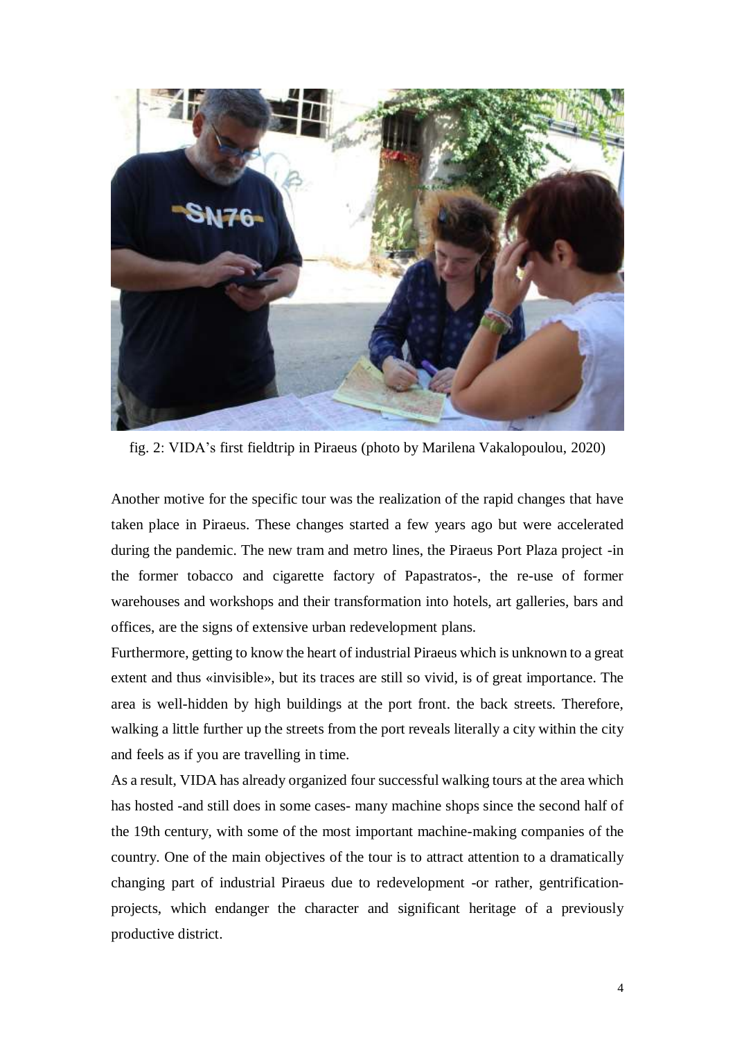fig. 2: VIDA’s first fieldtrip in Piraeus (photo by Marilena Vakalopoulou, 2020)

Another motive for the specific tour was the realization of the rapid changes that have taken place in Piraeus. These changes started a few years ago but were accelerated during the pandemic. The new tram and metro lines, the Piraeus Port Plaza project -in the former tobacco and cigarette factory of Papastratos-, the re-use of former warehouses and workshops and their transformation into hotels, art galleries, bars and offices, are the signs of extensive urban redevelopment plans.

Furthermore, getting to know the heart of industrial Piraeus which is unknown to a great extent and thus «invisible», but its traces are still so vivid, is of great importance. The area is well-hidden by high buildings at the port front. the back streets. Therefore, walking a little further up the streets from the port reveals literally a city within the city and feels as if you are travelling in time.

As a result, VIDA has already organized four successful walking tours at the area which has hosted -and still does in some cases- many machine shops since the second half of the 19th century, with some of the most important machine-making companies of the country. One of the main objectives of the tour is to attract attention to a dramatically changing part of industrial Piraeus due to redevelopment -or rather, gentrification- projects, which endanger the character and significant heritage of a previously productive district.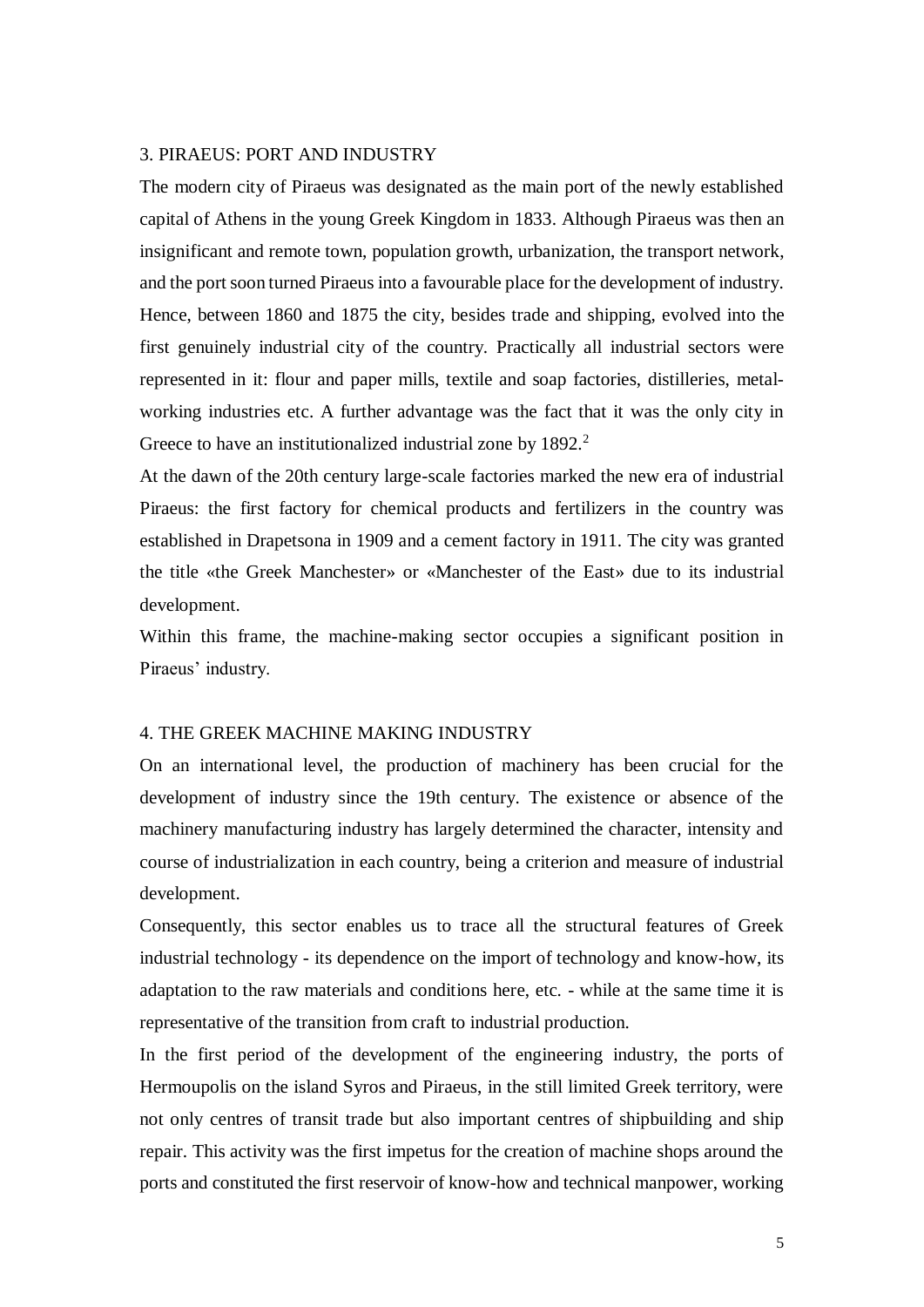## 3. PIRAEUS: PORT AND INDUSTRY

The modern city of Piraeus was designated as the main port of the newly established capital of Athens in the young Greek Kingdom in 1833. Although Piraeus was then an insignificant and remote town, population growth, urbanization, the transport network, and the port soon turned Piraeus into a favourable place for the development of industry. Hence, between 1860 and 1875 the city, besides trade and shipping, evolved into the first genuinely industrial city of the country. Practically all industrial sectors were represented in it: flour and paper mills, textile and soap factories, distilleries, metal-working industries etc. A further advantage was the fact that it was the only city in Greece to have an institutionalized industrial zone by 1892.[2]

At the dawn of the 20th century large-scale factories marked the new era of industrial Piraeus: the first factory for chemical products and fertilizers in the country was established in Drapetsona in 1909 and a cement factory in 1911. The city was granted the title «the Greek Manchester» or «Manchester of the East» due to its industrial development.

Within this frame, the machine-making sector occupies a significant position in Piraeus' industry.

## 4. THE GREEK MACHINE MAKING INDUSTRY

On an international level, the production of machinery has been crucial for the development of industry since the 19th century. The existence or absence of the machinery manufacturing industry has largely determined the character, intensity and course of industrialization in each country, being a criterion and measure of industrial development.

Consequently, this sector enables us to trace all the structural features of Greek industrial technology - its dependence on the import of technology and know-how, its adaptation to the raw materials and conditions here, etc. - while at the same time it is representative of the transition from craft to industrial production.

In the first period of the development of the engineering industry, the ports of Hermoupolis on the island Syros and Piraeus, in the still limited Greek territory, were not only centres of transit trade but also important centres of shipbuilding and ship repair. This activity was the first impetus for the creation of machine shops around the ports and constituted the first reservoir of know-how and technical manpower, working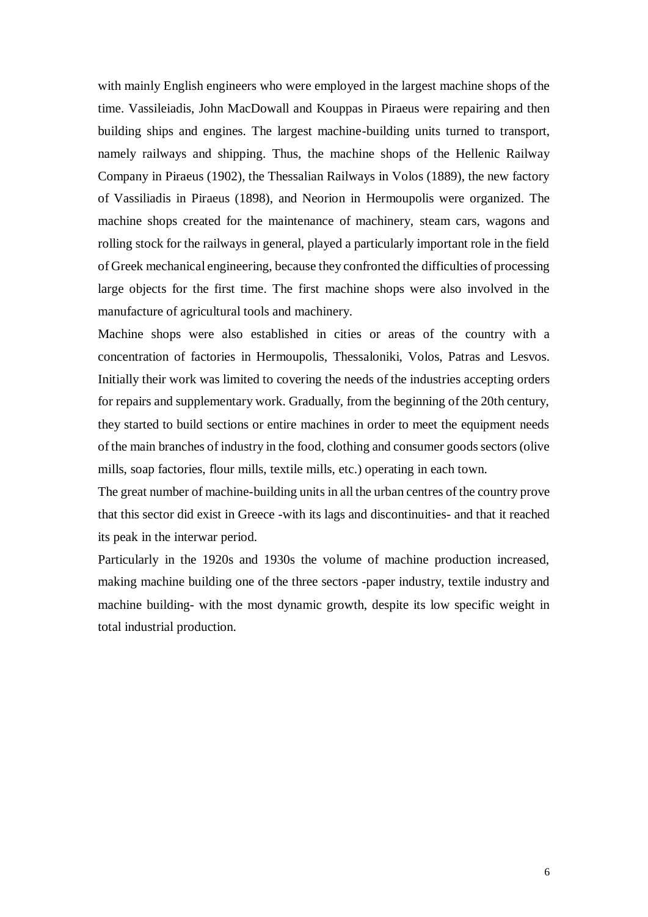with mainly English engineers who were employed in the largest machine shops of the time. Vassileiadis, John MacDowall and Kouppas in Piraeus were repairing and then building ships and engines. The largest machine-building units turned to transport, namely railways and shipping. Thus, the machine shops of the Hellenic Railway Company in Piraeus (1902), the Thessalian Railways in Volos (1889), the new factory of Vassiliadis in Piraeus (1898), and Neorion in Hermoupolis were organized. The machine shops created for the maintenance of machinery, steam cars, wagons and rolling stock for the railways in general, played a particularly important role in the field of Greek mechanical engineering, because they confronted the difficulties of processing large objects for the first time. The first machine shops were also involved in the manufacture of agricultural tools and machinery.

Machine shops were also established in cities or areas of the country with a concentration of factories in Hermoupolis, Thessaloniki, Volos, Patras and Lesvos. Initially their work was limited to covering the needs of the industries accepting orders for repairs and supplementary work. Gradually, from the beginning of the 20th century, they started to build sections or entire machines in order to meet the equipment needs of the main branches of industry in the food, clothing and consumer goods sectors (olive mills, soap factories, flour mills, textile mills, etc.) operating in each town.

The great number of machine-building units in all the urban centres of the country prove that this sector did exist in Greece -with its lags and discontinuities- and that it reached its peak in the interwar period.

Particularly in the 1920s and 1930s the volume of machine production increased, making machine building one of the three sectors -paper industry, textile industry and machine building- with the most dynamic growth, despite its low specific weight in total industrial production.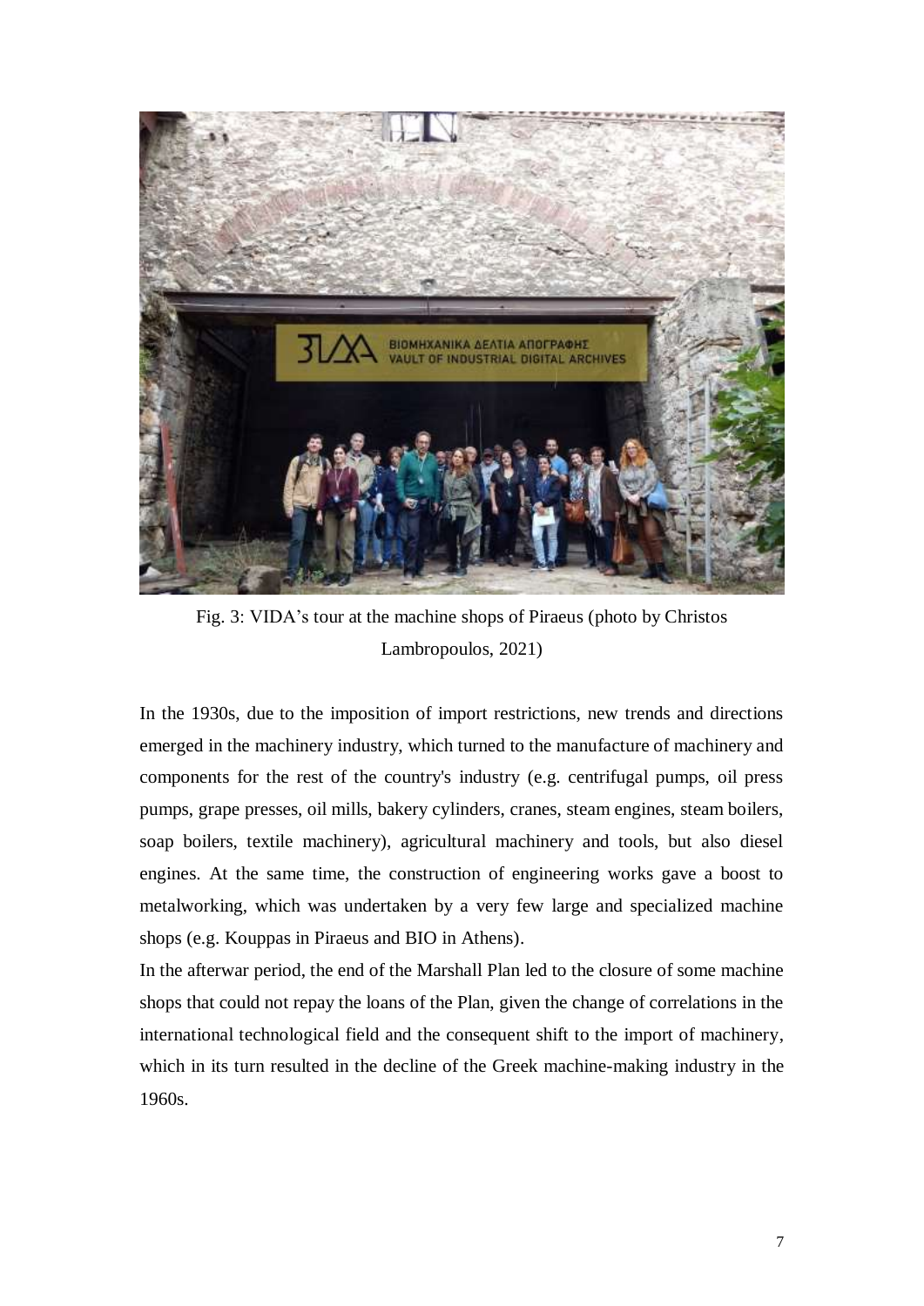Fig. 3: VIDA's tour at the machine shops of Piraeus (photo by Christos Lambropoulos, 2021)

In the 1930s, due to the imposition of import restrictions, new trends and directions emerged in the machinery industry, which turned to the manufacture of machinery and components for the rest of the country's industry (e.g. centrifugal pumps, oil press pumps, grape presses, oil mills, bakery cylinders, cranes, steam engines, steam boilers, soap boilers, textile machinery), agricultural machinery and tools, but also diesel engines. At the same time, the construction of engineering works gave a boost to metalworking, which was undertaken by a very few large and specialized machine shops (e.g. Kouppas in Piraeus and BIO in Athens).

In the afterwar period, the end of the Marshall Plan led to the closure of some machine shops that could not repay the loans of the Plan, given the change of correlations in the international technological field and the consequent shift to the import of machinery, which in its turn resulted in the decline of the Greek machine-making industry in the 1960s.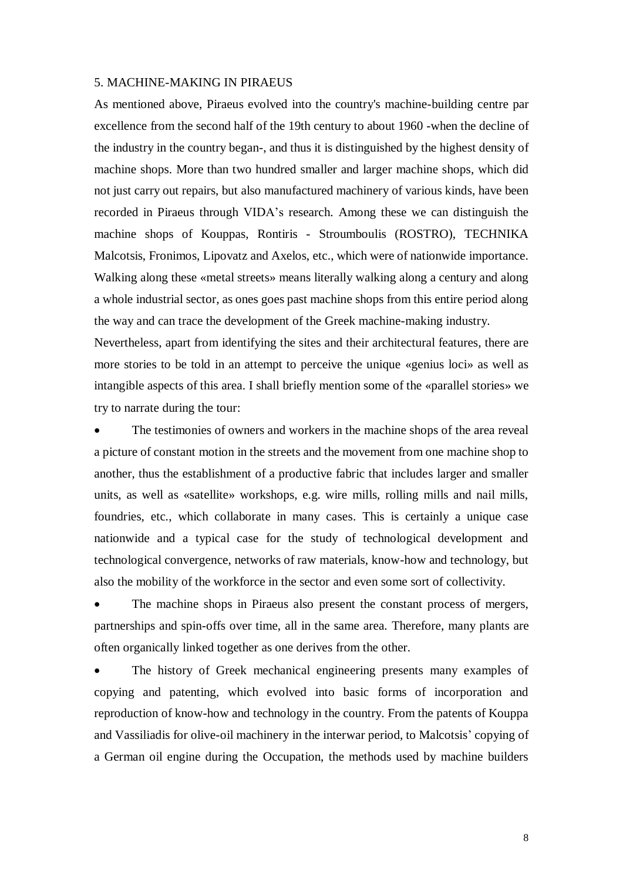## 5. MACHINE-MAKING IN PIRAEUS

As mentioned above, Piraeus evolved into the country's machine-building centre par excellence from the second half of the 19th century to about 1960 -when the decline of the industry in the country began-, and thus it is distinguished by the highest density of machine shops. More than two hundred smaller and larger machine shops, which did not just carry out repairs, but also manufactured machinery of various kinds, have been recorded in Piraeus through VIDA's research. Among these we can distinguish the machine shops of Kouppas, Rontiris - Stroumboulis (ROSTRO), TECHNIKA Malcotsis, Fronimos, Lipovatz and Axelos, etc., which were of nationwide importance. Walking along these «metal streets» means literally walking along a century and along a whole industrial sector, as ones goes past machine shops from this entire period along the way and can trace the development of the Greek machine-making industry.

Nevertheless, apart from identifying the sites and their architectural features, there are more stories to be told in an attempt to perceive the unique «genius loci» as well as intangible aspects of this area. I shall briefly mention some of the «parallel stories» we try to narrate during the tour:

- The testimonies of owners and workers in the machine shops of the area reveal a picture of constant motion in the streets and the movement from one machine shop to another, thus the establishment of a productive fabric that includes larger and smaller units, as well as «satellite» workshops, e.g. wire mills, rolling mills and nail mills, foundries, etc., which collaborate in many cases. This is certainly a unique case nationwide and a typical case for the study of technological development and technological convergence, networks of raw materials, know-how and technology, but also the mobility of the workforce in the sector and even some sort of collectivity.
- The machine shops in Piraeus also present the constant process of mergers, partnerships and spin-offs over time, all in the same area. Therefore, many plants are often organically linked together as one derives from the other.
- The history of Greek mechanical engineering presents many examples of copying and patenting, which evolved into basic forms of incorporation and reproduction of know-how and technology in the country. From the patents of Kouppa and Vassiliadis for olive-oil machinery in the interwar period, to Malcotsis' copying of a German oil engine during the Occupation, the methods used by machine builders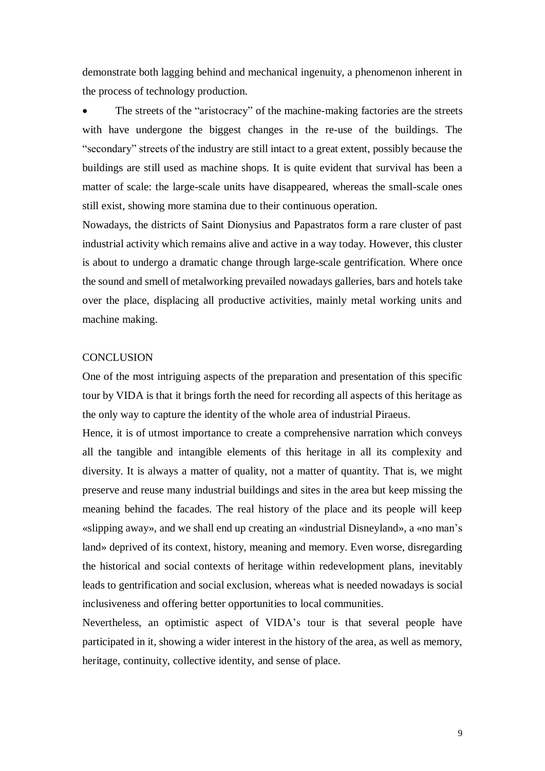demonstrate both lagging behind and mechanical ingenuity, a phenomenon inherent in the process of technology production.

- The streets of the "aristocracy" of the machine-making factories are the streets with have undergone the biggest changes in the re-use of the buildings. The "secondary" streets of the industry are still intact to a great extent, possibly because the buildings are still used as machine shops. It is quite evident that survival has been a matter of scale: the large-scale units have disappeared, whereas the small-scale ones still exist, showing more stamina due to their continuous operation.

Nowadays, the districts of Saint Dionysius and Papastratos form a rare cluster of past industrial activity which remains alive and active in a way today. However, this cluster is about to undergo a dramatic change through large-scale gentrification. Where once the sound and smell of metalworking prevailed nowadays galleries, bars and hotels take over the place, displacing all productive activities, mainly metal working units and machine making.

## CONCLUSION

One of the most intriguing aspects of the preparation and presentation of this specific tour by VIDA is that it brings forth the need for recording all aspects of this heritage as the only way to capture the identity of the whole area of industrial Piraeus.

Hence, it is of utmost importance to create a comprehensive narration which conveys all the tangible and intangible elements of this heritage in all its complexity and diversity. It is always a matter of quality, not a matter of quantity. That is, we might preserve and reuse many industrial buildings and sites in the area but keep missing the meaning behind the facades. The real history of the place and its people will keep «slipping away», and we shall end up creating an «industrial Disneyland», a «no man's land» deprived of its context, history, meaning and memory. Even worse, disregarding the historical and social contexts of heritage within redevelopment plans, inevitably leads to gentrification and social exclusion, whereas what is needed nowadays is social inclusiveness and offering better opportunities to local communities.

Nevertheless, an optimistic aspect of VIDA's tour is that several people have participated in it, showing a wider interest in the history of the area, as well as memory, heritage, continuity, collective identity, and sense of place.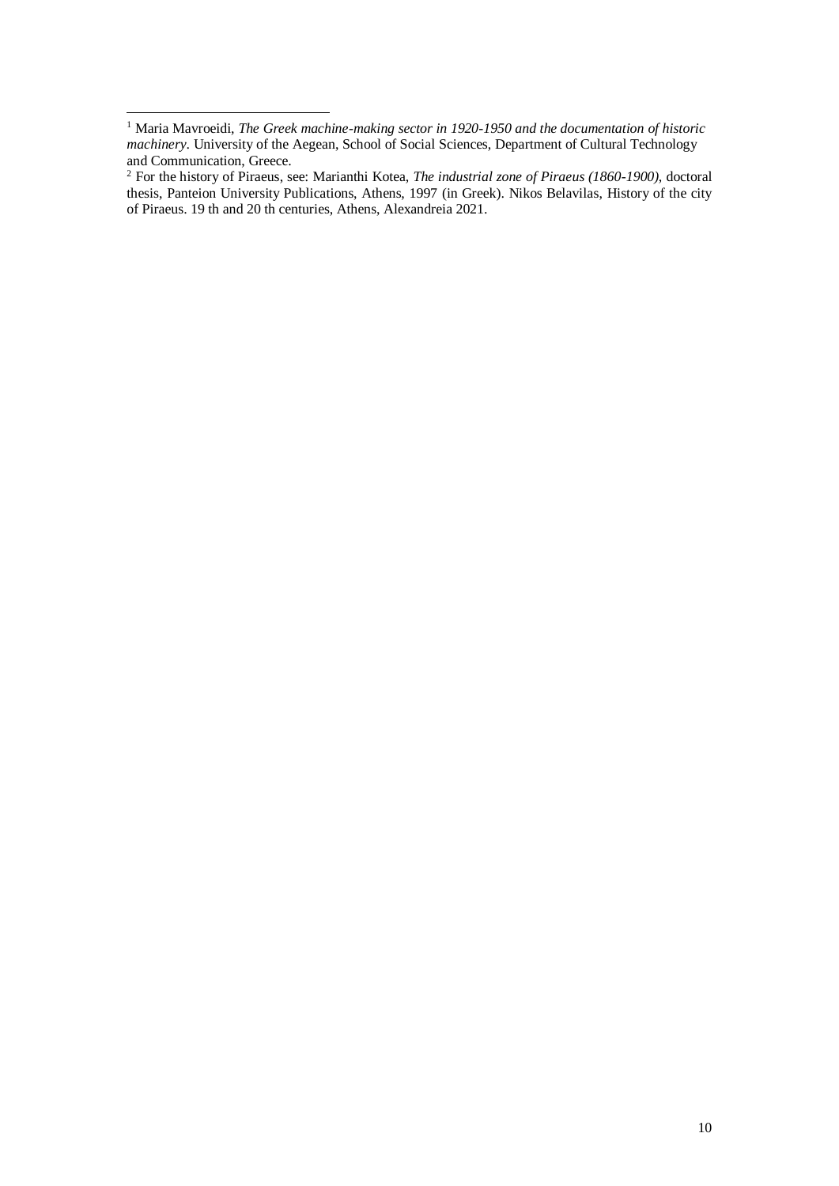[1] Maria Mavroeidi, *The Greek machine-making sector in 1920-1950 and the documentation of historic machinery*. University of the Aegean, School of Social Sciences, Department of Cultural Technology and Communication, Greece.

[2] For the history of Piraeus, see: Marianthi Kotea, *The industrial zone of Piraeus (1860-1900)*, doctoral thesis, Panteion University Publications, Athens, 1997 (in Greek). Nikos Belavilas, History of the city of Piraeus. 19 th and 20 th centuries, Athens, Alexandreia 2021.